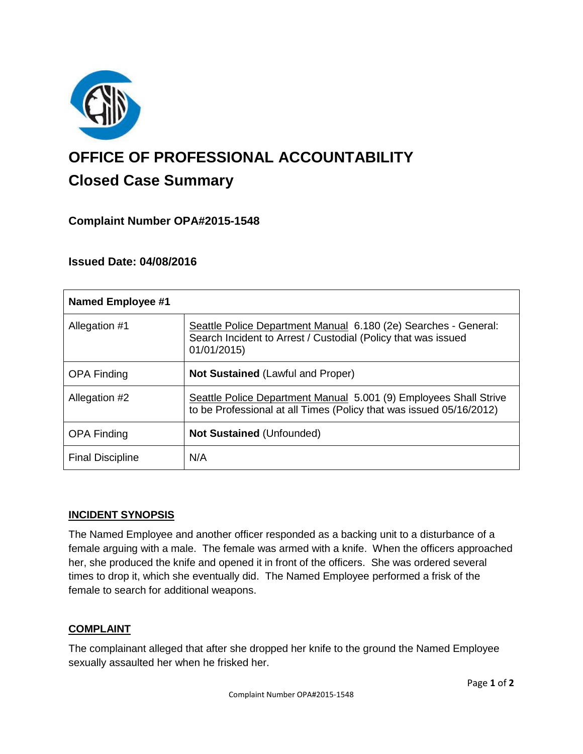# OFFICE OF PROFESSIONAL ACCOUNTABILITY

## Closed Case Summary

### Complaint Number OPA#2015-1548

### Issued Date: 04/08/2016

| **Named Employee #1** | |
|---|---|
| Allegation #1 | Seattle Police Department Manual 6.180 (2e) Searches - General: Search Incident to Arrest / Custodial (Policy that was issued 01/01/2015) |
| OPA Finding | **Not Sustained** (Lawful and Proper) |
| Allegation #2 | Seattle Police Department Manual 5.001 (9) Employees Shall Strive to be Professional at all Times (Policy that was issued 05/16/2012) |
| OPA Finding | **Not Sustained** (Unfounded) |
| Final Discipline | N/A |

**INCIDENT SYNOPSIS**

The Named Employee and another officer responded as a backing unit to a disturbance of a female arguing with a male. The female was armed with a knife. When the officers approached her, she produced the knife and opened it in front of the officers. She was ordered several times to drop it, which she eventually did. The Named Employee performed a frisk of the female to search for additional weapons.

**COMPLAINT**

The complainant alleged that after she dropped her knife to the ground the Named Employee sexually assaulted her when he frisked her.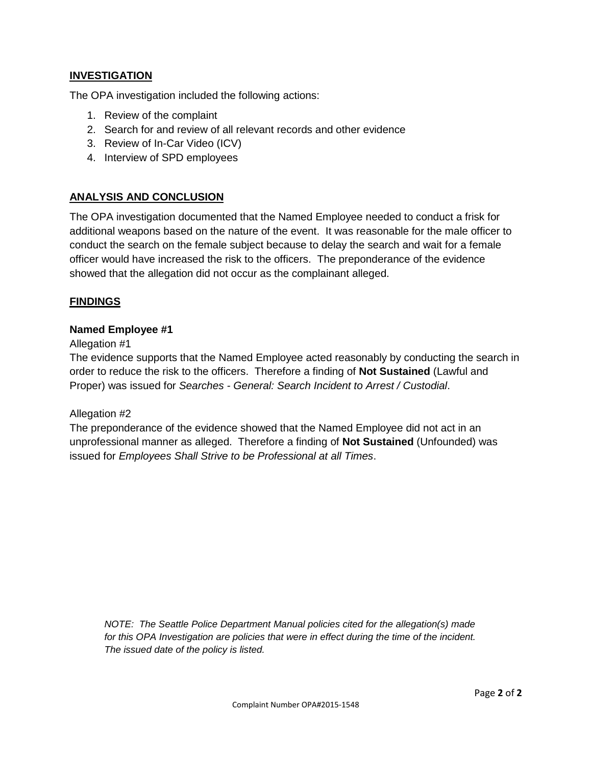## INVESTIGATION

The OPA investigation included the following actions:

1. Review of the complaint
2. Search for and review of all relevant records and other evidence
3. Review of In-Car Video (ICV)
4. Interview of SPD employees

## ANALYSIS AND CONCLUSION

The OPA investigation documented that the Named Employee needed to conduct a frisk for additional weapons based on the nature of the event. It was reasonable for the male officer to conduct the search on the female subject because to delay the search and wait for a female officer would have increased the risk to the officers. The preponderance of the evidence showed that the allegation did not occur as the complainant alleged.

## FINDINGS

**Named Employee #1**

Allegation #1

The evidence supports that the Named Employee acted reasonably by conducting the search in order to reduce the risk to the officers. Therefore a finding of **Not Sustained** (Lawful and Proper) was issued for *Searches - General: Search Incident to Arrest / Custodial*.

Allegation #2

The preponderance of the evidence showed that the Named Employee did not act in an unprofessional manner as alleged. Therefore a finding of **Not Sustained** (Unfounded) was issued for *Employees Shall Strive to be Professional at all Times*.

*NOTE: The Seattle Police Department Manual policies cited for the allegation(s) made for this OPA Investigation are policies that were in effect during the time of the incident. The issued date of the policy is listed.*

Complaint Number OPA#2015-1548